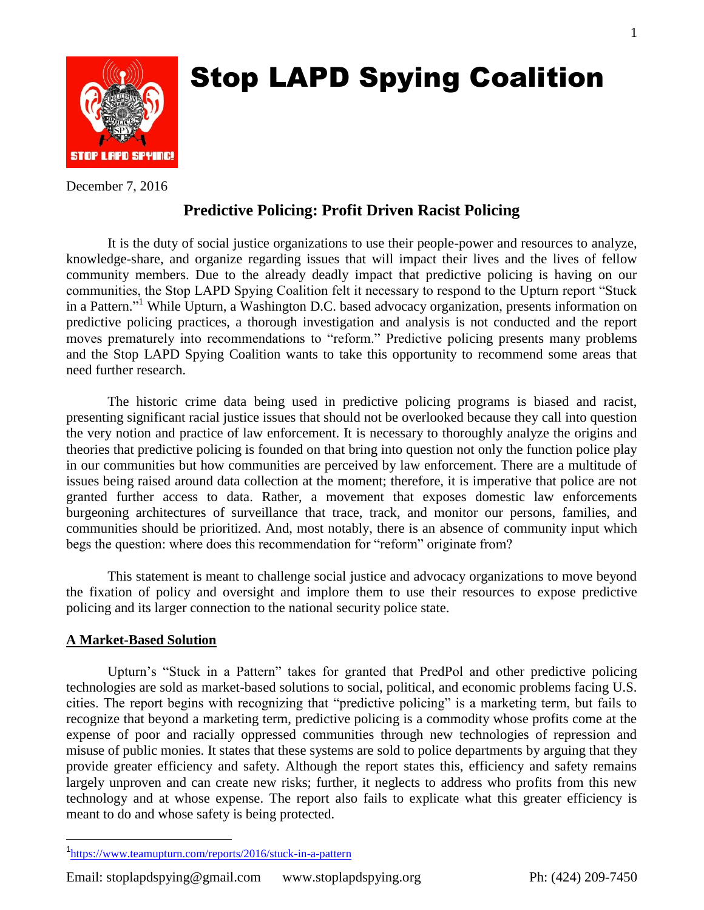# Stop LAPD Spying Coalition

December 7, 2016

## Predictive Policing: Profit Driven Racist Policing

It is the duty of social justice organizations to use their people-power and resources to analyze, knowledge-share, and organize regarding issues that will impact their lives and the lives of fellow community members. Due to the already deadly impact that predictive policing is having on our communities, the Stop LAPD Spying Coalition felt it necessary to respond to the Upturn report "Stuck in a Pattern."[1] While Upturn, a Washington D.C. based advocacy organization, presents information on predictive policing practices, a thorough investigation and analysis is not conducted and the report moves prematurely into recommendations to "reform." Predictive policing presents many problems and the Stop LAPD Spying Coalition wants to take this opportunity to recommend some areas that need further research.

The historic crime data being used in predictive policing programs is biased and racist, presenting significant racial justice issues that should not be overlooked because they call into question the very notion and practice of law enforcement. It is necessary to thoroughly analyze the origins and theories that predictive policing is founded on that bring into question not only the function police play in our communities but how communities are perceived by law enforcement. There are a multitude of issues being raised around data collection at the moment; therefore, it is imperative that police are not granted further access to data. Rather, a movement that exposes domestic law enforcements burgeoning architectures of surveillance that trace, track, and monitor our persons, families, and communities should be prioritized. And, most notably, there is an absence of community input which begs the question: where does this recommendation for "reform" originate from?

This statement is meant to challenge social justice and advocacy organizations to move beyond the fixation of policy and oversight and implore them to use their resources to expose predictive policing and its larger connection to the national security police state.

### A Market-Based Solution

Upturn's "Stuck in a Pattern" takes for granted that PredPol and other predictive policing technologies are sold as market-based solutions to social, political, and economic problems facing U.S. cities. The report begins with recognizing that "predictive policing" is a marketing term, but fails to recognize that beyond a marketing term, predictive policing is a commodity whose profits come at the expense of poor and racially oppressed communities through new technologies of repression and misuse of public monies. It states that these systems are sold to police departments by arguing that they provide greater efficiency and safety. Although the report states this, efficiency and safety remains largely unproven and can create new risks; further, it neglects to address who profits from this new technology and at whose expense. The report also fails to explicate what this greater efficiency is meant to do and whose safety is being protected.

---

[1] https://www.teamupturn.com/reports/2016/stuck-in-a-pattern

Email: stoplapdspying@gmail.com www.stoplapdspying.org Ph: (424) 209-7450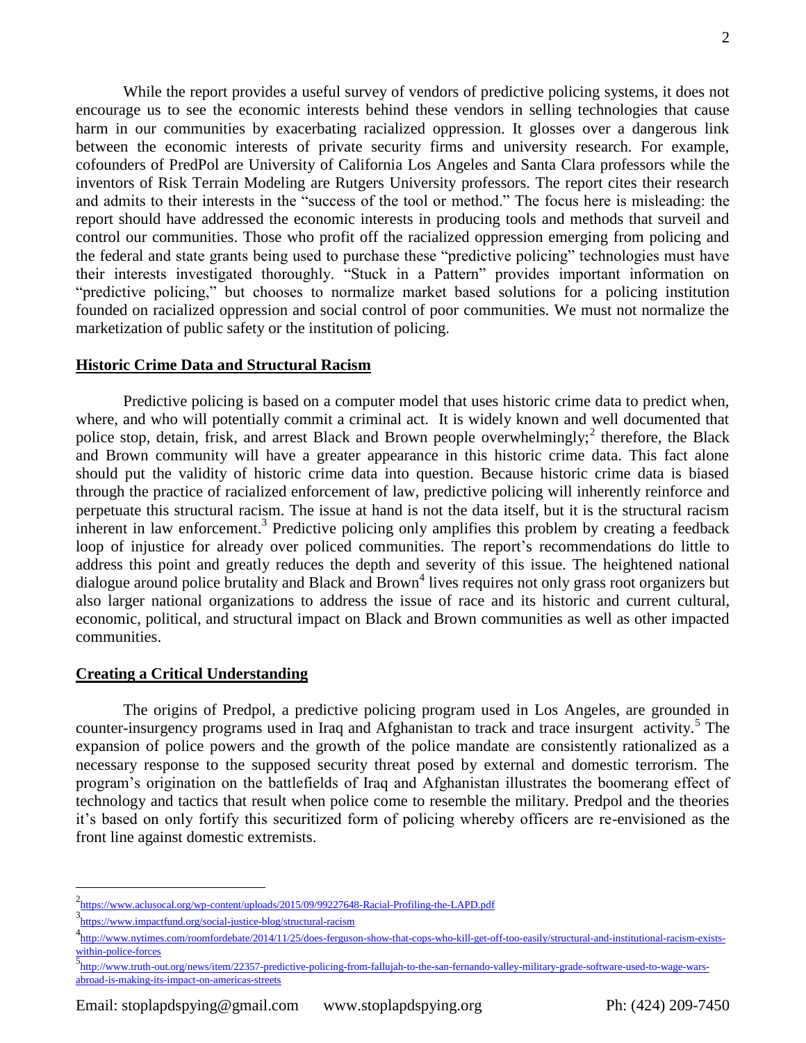While the report provides a useful survey of vendors of predictive policing systems, it does not encourage us to see the economic interests behind these vendors in selling technologies that cause harm in our communities by exacerbating racialized oppression. It glosses over a dangerous link between the economic interests of private security firms and university research. For example, cofounders of PredPol are University of California Los Angeles and Santa Clara professors while the inventors of Risk Terrain Modeling are Rutgers University professors. The report cites their research and admits to their interests in the "success of the tool or method." The focus here is misleading: the report should have addressed the economic interests in producing tools and methods that surveil and control our communities. Those who profit off the racialized oppression emerging from policing and the federal and state grants being used to purchase these "predictive policing" technologies must have their interests investigated thoroughly. "Stuck in a Pattern" provides important information on "predictive policing," but chooses to normalize market based solutions for a policing institution founded on racialized oppression and social control of poor communities. We must not normalize the marketization of public safety or the institution of policing.

## Historic Crime Data and Structural Racism

Predictive policing is based on a computer model that uses historic crime data to predict when, where, and who will potentially commit a criminal act. It is widely known and well documented that police stop, detain, frisk, and arrest Black and Brown people overwhelmingly;[2] therefore, the Black and Brown community will have a greater appearance in this historic crime data. This fact alone should put the validity of historic crime data into question. Because historic crime data is biased through the practice of racialized enforcement of law, predictive policing will inherently reinforce and perpetuate this structural racism. The issue at hand is not the data itself, but it is the structural racism inherent in law enforcement.[3] Predictive policing only amplifies this problem by creating a feedback loop of injustice for already over policed communities. The report's recommendations do little to address this point and greatly reduces the depth and severity of this issue. The heightened national dialogue around police brutality and Black and Brown[4] lives requires not only grass root organizers but also larger national organizations to address the issue of race and its historic and current cultural, economic, political, and structural impact on Black and Brown communities as well as other impacted communities.

## Creating a Critical Understanding

The origins of Predpol, a predictive policing program used in Los Angeles, are grounded in counter-insurgency programs used in Iraq and Afghanistan to track and trace insurgent activity.[5] The expansion of police powers and the growth of the police mandate are consistently rationalized as a necessary response to the supposed security threat posed by external and domestic terrorism. The program's origination on the battlefields of Iraq and Afghanistan illustrates the boomerang effect of technology and tactics that result when police come to resemble the military. Predpol and the theories it's based on only fortify this securitized form of policing whereby officers are re-envisioned as the front line against domestic extremists.

---

[2] https://www.aclusocal.org/wp-content/uploads/2015/09/99227648-Racial-Profiling-the-LAPD.pdf

[3] https://www.impactfund.org/social-justice-blog/structural-racism

[4] http://www.nytimes.com/roomfordebate/2014/11/25/does-ferguson-show-that-cops-who-kill-get-off-too-easily/structural-and-institutional-racism-exists-within-police-forces

[5] http://www.truth-out.org/news/item/22357-predictive-policing-from-fallujah-to-the-san-fernando-valley-military-grade-software-used-to-wage-wars-abroad-is-making-its-impact-on-americas-streets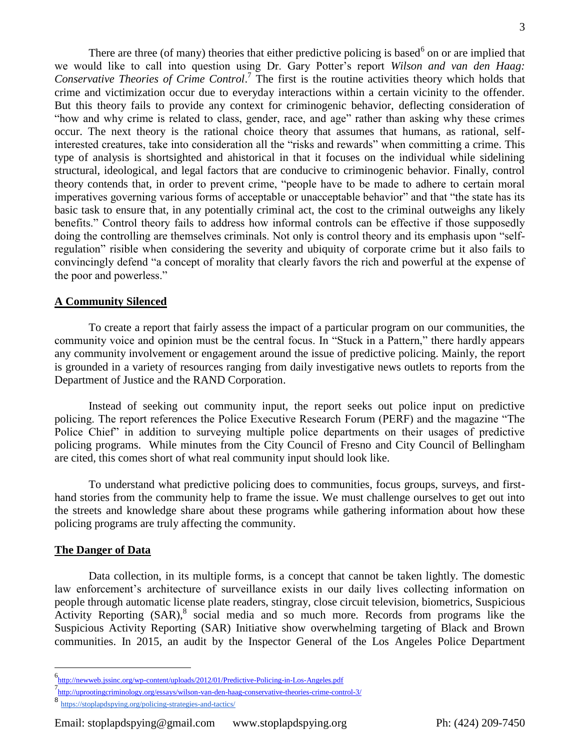There are three (of many) theories that either predictive policing is based[6] on or are implied that we would like to call into question using Dr. Gary Potter's report *Wilson and van den Haag: Conservative Theories of Crime Control*.[7] The first is the routine activities theory which holds that crime and victimization occur due to everyday interactions within a certain vicinity to the offender. But this theory fails to provide any context for criminogenic behavior, deflecting consideration of "how and why crime is related to class, gender, race, and age" rather than asking why these crimes occur. The next theory is the rational choice theory that assumes that humans, as rational, self-interested creatures, take into consideration all the "risks and rewards" when committing a crime. This type of analysis is shortsighted and ahistorical in that it focuses on the individual while sidelining structural, ideological, and legal factors that are conducive to criminogenic behavior. Finally, control theory contends that, in order to prevent crime, "people have to be made to adhere to certain moral imperatives governing various forms of acceptable or unacceptable behavior" and that "the state has its basic task to ensure that, in any potentially criminal act, the cost to the criminal outweighs any likely benefits." Control theory fails to address how informal controls can be effective if those supposedly doing the controlling are themselves criminals. Not only is control theory and its emphasis upon "self-regulation" risible when considering the severity and ubiquity of corporate crime but it also fails to convincingly defend "a concept of morality that clearly favors the rich and powerful at the expense of the poor and powerless."

## A Community Silenced

To create a report that fairly assess the impact of a particular program on our communities, the community voice and opinion must be the central focus. In "Stuck in a Pattern," there hardly appears any community involvement or engagement around the issue of predictive policing. Mainly, the report is grounded in a variety of resources ranging from daily investigative news outlets to reports from the Department of Justice and the RAND Corporation.

Instead of seeking out community input, the report seeks out police input on predictive policing. The report references the Police Executive Research Forum (PERF) and the magazine "The Police Chief" in addition to surveying multiple police departments on their usages of predictive policing programs. While minutes from the City Council of Fresno and City Council of Bellingham are cited, this comes short of what real community input should look like.

To understand what predictive policing does to communities, focus groups, surveys, and first-hand stories from the community help to frame the issue. We must challenge ourselves to get out into the streets and knowledge share about these programs while gathering information about how these policing programs are truly affecting the community.

## The Danger of Data

Data collection, in its multiple forms, is a concept that cannot be taken lightly. The domestic law enforcement's architecture of surveillance exists in our daily lives collecting information on people through automatic license plate readers, stingray, close circuit television, biometrics, Suspicious Activity Reporting (SAR),[8] social media and so much more. Records from programs like the Suspicious Activity Reporting (SAR) Initiative show overwhelming targeting of Black and Brown communities. In 2015, an audit by the Inspector General of the Los Angeles Police Department

---

[6] http://newweb.jssinc.org/wp-content/uploads/2012/01/Predictive-Policing-in-Los-Angeles.pdf

[7] http://uprootingcriminology.org/essays/wilson-van-den-haag-conservative-theories-crime-control-3/

[8] https://stoplapdspying.org/policing-strategies-and-tactics/

Email: stoplapdspying@gmail.com www.stoplapdspying.org Ph: (424) 209-7450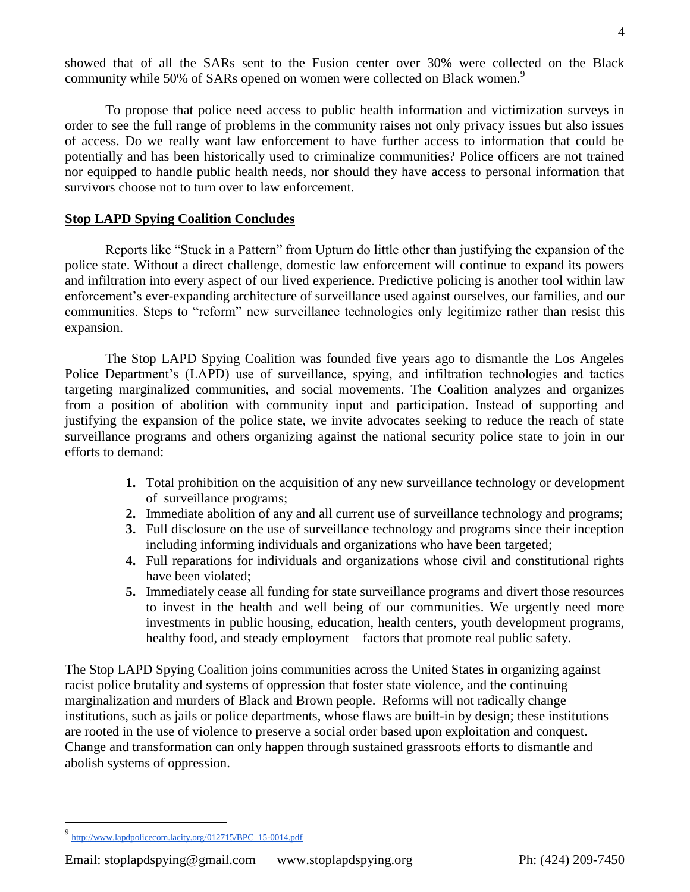showed that of all the SARs sent to the Fusion center over 30% were collected on the Black community while 50% of SARs opened on women were collected on Black women.[9]

To propose that police need access to public health information and victimization surveys in order to see the full range of problems in the community raises not only privacy issues but also issues of access. Do we really want law enforcement to have further access to information that could be potentially and has been historically used to criminalize communities? Police officers are not trained nor equipped to handle public health needs, nor should they have access to personal information that survivors choose not to turn over to law enforcement.

**Stop LAPD Spying Coalition Concludes**

Reports like "Stuck in a Pattern" from Upturn do little other than justifying the expansion of the police state. Without a direct challenge, domestic law enforcement will continue to expand its powers and infiltration into every aspect of our lived experience. Predictive policing is another tool within law enforcement's ever-expanding architecture of surveillance used against ourselves, our families, and our communities. Steps to "reform" new surveillance technologies only legitimize rather than resist this expansion.

The Stop LAPD Spying Coalition was founded five years ago to dismantle the Los Angeles Police Department's (LAPD) use of surveillance, spying, and infiltration technologies and tactics targeting marginalized communities, and social movements. The Coalition analyzes and organizes from a position of abolition with community input and participation. Instead of supporting and justifying the expansion of the police state, we invite advocates seeking to reduce the reach of state surveillance programs and others organizing against the national security police state to join in our efforts to demand:

1. Total prohibition on the acquisition of any new surveillance technology or development of surveillance programs;
2. Immediate abolition of any and all current use of surveillance technology and programs;
3. Full disclosure on the use of surveillance technology and programs since their inception including informing individuals and organizations who have been targeted;
4. Full reparations for individuals and organizations whose civil and constitutional rights have been violated;
5. Immediately cease all funding for state surveillance programs and divert those resources to invest in the health and well being of our communities. We urgently need more investments in public housing, education, health centers, youth development programs, healthy food, and steady employment – factors that promote real public safety.

The Stop LAPD Spying Coalition joins communities across the United States in organizing against racist police brutality and systems of oppression that foster state violence, and the continuing marginalization and murders of Black and Brown people. Reforms will not radically change institutions, such as jails or police departments, whose flaws are built-in by design; these institutions are rooted in the use of violence to preserve a social order based upon exploitation and conquest. Change and transformation can only happen through sustained grassroots efforts to dismantle and abolish systems of oppression.

[9] http://www.lapdpolicecom.lacity.org/012715/BPC_15-0014.pdf

Email: stoplapdspying@gmail.com www.stoplapdspying.org Ph: (424) 209-7450